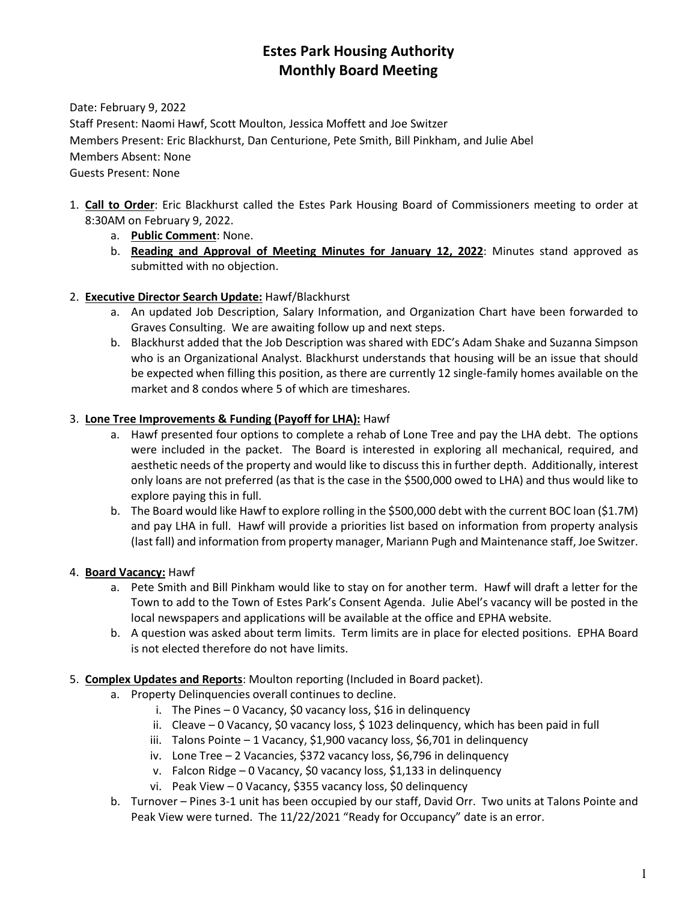# Estes Park Housing Authority
# Monthly Board Meeting

Date: February 9, 2022
Staff Present: Naomi Hawf, Scott Moulton, Jessica Moffett and Joe Switzer
Members Present: Eric Blackhurst, Dan Centurione, Pete Smith, Bill Pinkham, and Julie Abel
Members Absent: None
Guests Present: None

1. **Call to Order**: Eric Blackhurst called the Estes Park Housing Board of Commissioners meeting to order at 8:30AM on February 9, 2022.
   a. **Public Comment**: None.
   b. **Reading and Approval of Meeting Minutes for January 12, 2022**: Minutes stand approved as submitted with no objection.

2. **Executive Director Search Update:** Hawf/Blackhurst
   a. An updated Job Description, Salary Information, and Organization Chart have been forwarded to Graves Consulting. We are awaiting follow up and next steps.
   b. Blackhurst added that the Job Description was shared with EDC's Adam Shake and Suzanna Simpson who is an Organizational Analyst. Blackhurst understands that housing will be an issue that should be expected when filling this position, as there are currently 12 single-family homes available on the market and 8 condos where 5 of which are timeshares.

3. **Lone Tree Improvements & Funding (Payoff for LHA):** Hawf
   a. Hawf presented four options to complete a rehab of Lone Tree and pay the LHA debt. The options were included in the packet. The Board is interested in exploring all mechanical, required, and aesthetic needs of the property and would like to discuss this in further depth. Additionally, interest only loans are not preferred (as that is the case in the $500,000 owed to LHA) and thus would like to explore paying this in full.
   b. The Board would like Hawf to explore rolling in the $500,000 debt with the current BOC loan ($1.7M) and pay LHA in full. Hawf will provide a priorities list based on information from property analysis (last fall) and information from property manager, Mariann Pugh and Maintenance staff, Joe Switzer.

4. **Board Vacancy:** Hawf
   a. Pete Smith and Bill Pinkham would like to stay on for another term. Hawf will draft a letter for the Town to add to the Town of Estes Park's Consent Agenda. Julie Abel's vacancy will be posted in the local newspapers and applications will be available at the office and EPHA website.
   b. A question was asked about term limits. Term limits are in place for elected positions. EPHA Board is not elected therefore do not have limits.

5. **Complex Updates and Reports**: Moulton reporting (Included in Board packet).
   a. Property Delinquencies overall continues to decline.
      i. The Pines – 0 Vacancy, $0 vacancy loss, $16 in delinquency
      ii. Cleave – 0 Vacancy, $0 vacancy loss, $ 1023 delinquency, which has been paid in full
      iii. Talons Pointe – 1 Vacancy, $1,900 vacancy loss, $6,701 in delinquency
      iv. Lone Tree – 2 Vacancies, $372 vacancy loss, $6,796 in delinquency
      v. Falcon Ridge – 0 Vacancy, $0 vacancy loss, $1,133 in delinquency
      vi. Peak View – 0 Vacancy, $355 vacancy loss, $0 delinquency
   b. Turnover – Pines 3-1 unit has been occupied by our staff, David Orr. Two units at Talons Pointe and Peak View were turned. The 11/22/2021 "Ready for Occupancy" date is an error.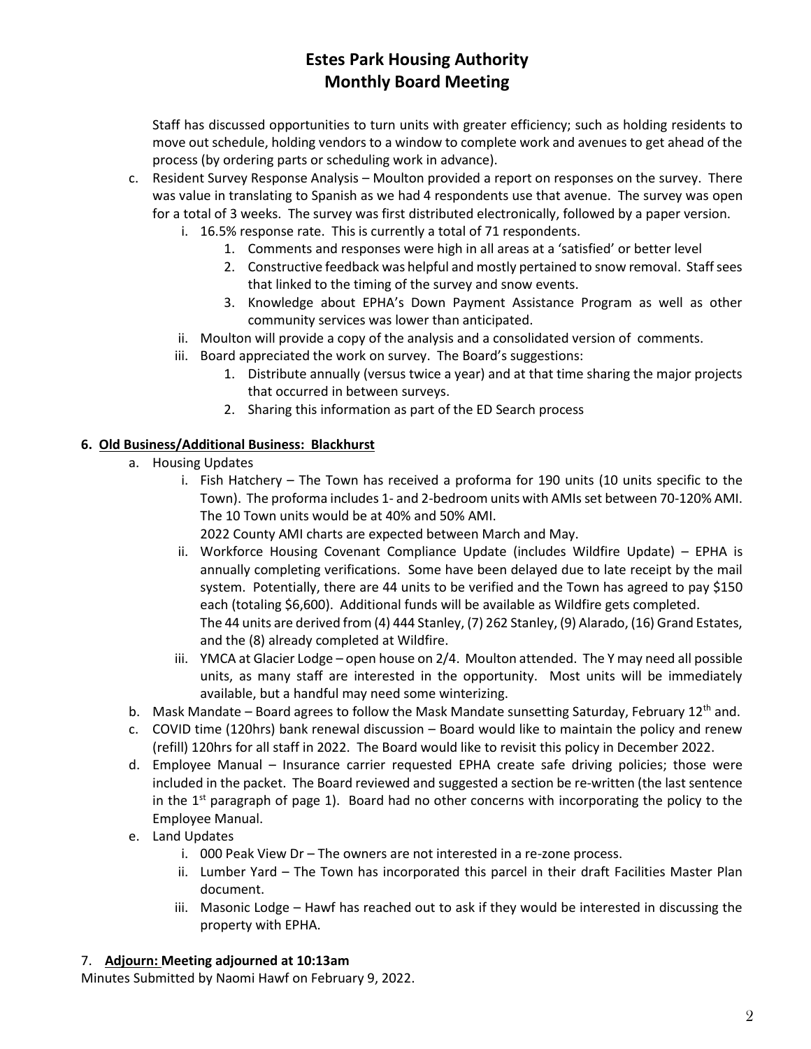# Estes Park Housing Authority
# Monthly Board Meeting

Staff has discussed opportunities to turn units with greater efficiency; such as holding residents to move out schedule, holding vendors to a window to complete work and avenues to get ahead of the process (by ordering parts or scheduling work in advance).

c. Resident Survey Response Analysis – Moulton provided a report on responses on the survey. There was value in translating to Spanish as we had 4 respondents use that avenue. The survey was open for a total of 3 weeks. The survey was first distributed electronically, followed by a paper version.
   i. 16.5% response rate. This is currently a total of 71 respondents.
      1. Comments and responses were high in all areas at a 'satisfied' or better level
      2. Constructive feedback was helpful and mostly pertained to snow removal. Staff sees that linked to the timing of the survey and snow events.
      3. Knowledge about EPHA's Down Payment Assistance Program as well as other community services was lower than anticipated.
   ii. Moulton will provide a copy of the analysis and a consolidated version of comments.
   iii. Board appreciated the work on survey. The Board's suggestions:
      1. Distribute annually (versus twice a year) and at that time sharing the major projects that occurred in between surveys.
      2. Sharing this information as part of the ED Search process

**6. <u>Old Business/Additional Business: Blackhurst</u>**

a. Housing Updates
   i. Fish Hatchery – The Town has received a proforma for 190 units (10 units specific to the Town). The proforma includes 1- and 2-bedroom units with AMIs set between 70-120% AMI. The 10 Town units would be at 40% and 50% AMI.
      2022 County AMI charts are expected between March and May.
   ii. Workforce Housing Covenant Compliance Update (includes Wildfire Update) – EPHA is annually completing verifications. Some have been delayed due to late receipt by the mail system. Potentially, there are 44 units to be verified and the Town has agreed to pay $150 each (totaling $6,600). Additional funds will be available as Wildfire gets completed.
      The 44 units are derived from (4) 444 Stanley, (7) 262 Stanley, (9) Alarado, (16) Grand Estates, and the (8) already completed at Wildfire.
   iii. YMCA at Glacier Lodge – open house on 2/4. Moulton attended. The Y may need all possible units, as many staff are interested in the opportunity. Most units will be immediately available, but a handful may need some winterizing.

b. Mask Mandate – Board agrees to follow the Mask Mandate sunsetting Saturday, February 12th and.

c. COVID time (120hrs) bank renewal discussion – Board would like to maintain the policy and renew (refill) 120hrs for all staff in 2022. The Board would like to revisit this policy in December 2022.

d. Employee Manual – Insurance carrier requested EPHA create safe driving policies; those were included in the packet. The Board reviewed and suggested a section be re-written (the last sentence in the 1st paragraph of page 1). Board had no other concerns with incorporating the policy to the Employee Manual.

e. Land Updates
   i. 000 Peak View Dr – The owners are not interested in a re-zone process.
   ii. Lumber Yard – The Town has incorporated this parcel in their draft Facilities Master Plan document.
   iii. Masonic Lodge – Hawf has reached out to ask if they would be interested in discussing the property with EPHA.

7. **<u>Adjourn:</u> Meeting adjourned at 10:13am**

Minutes Submitted by Naomi Hawf on February 9, 2022.